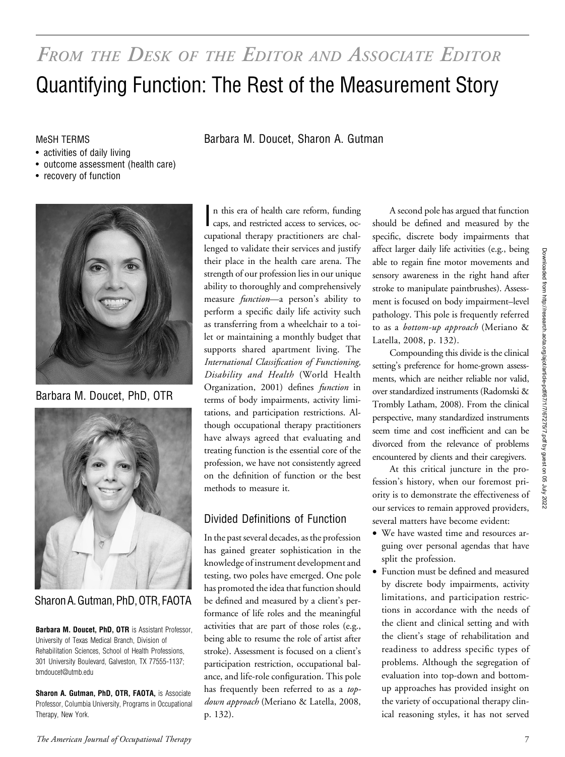*From the Desk of the Editor and Associate Editor*

# Quantifying Function: The Rest of the Measurement Story

Barbara M. Doucet, Sharon A. Gutman

MeSH TERMS

- activities of daily living
- outcome assessment (health care)
- recovery of function

Barbara M. Doucet, PhD, OTR

Sharon A. Gutman, PhD, OTR, FAOTA

**Barbara M. Doucet, PhD, OTR** is Assistant Professor, University of Texas Medical Branch, Division of Rehabilitation Sciences, School of Health Professions, 301 University Boulevard, Galveston, TX 77555-1137; bmdoucet@utmb.edu

**Sharon A. Gutman, PhD, OTR, FAOTA,** is Associate Professor, Columbia University, Programs in Occupational Therapy, New York.

In this era of health care reform, funding caps, and restricted access to services, occupational therapy practitioners are challenged to validate their services and justify their place in the health care arena. The strength of our profession lies in our unique ability to thoroughly and comprehensively measure *function*—a person's ability to perform a specific daily life activity such as transferring from a wheelchair to a toilet or maintaining a monthly budget that supports shared apartment living. The *International Classification of Functioning, Disability and Health* (World Health Organization, 2001) defines *function* in terms of body impairments, activity limitations, and participation restrictions. Although occupational therapy practitioners have always agreed that evaluating and treating function is the essential core of the profession, we have not consistently agreed on the definition of function or the best methods to measure it.

## Divided Definitions of Function

In the past several decades, as the profession has gained greater sophistication in the knowledge of instrument development and testing, two poles have emerged. One pole has promoted the idea that function should be defined and measured by a client's performance of life roles and the meaningful activities that are part of those roles (e.g., being able to resume the role of artist after stroke). Assessment is focused on a client's participation restriction, occupational balance, and life-role configuration. This pole has frequently been referred to as a *top-down approach* (Meriano & Latella, 2008, p. 132).

A second pole has argued that function should be defined and measured by the specific, discrete body impairments that affect larger daily life activities (e.g., being able to regain fine motor movements and sensory awareness in the right hand after stroke to manipulate paintbrushes). Assessment is focused on body impairment–level pathology. This pole is frequently referred to as a *bottom-up approach* (Meriano & Latella, 2008, p. 132).

Compounding this divide is the clinical setting's preference for home-grown assessments, which are neither reliable nor valid, over standardized instruments (Radomski & Trombly Latham, 2008). From the clinical perspective, many standardized instruments seem time and cost inefficient and can be divorced from the relevance of problems encountered by clients and their caregivers.

At this critical juncture in the profession's history, when our foremost priority is to demonstrate the effectiveness of our services to remain approved providers, several matters have become evident:

- We have wasted time and resources arguing over personal agendas that have split the profession.
- Function must be defined and measured by discrete body impairments, activity limitations, and participation restrictions in accordance with the needs of the client and clinical setting and with the client's stage of rehabilitation and readiness to address specific types of problems. Although the segregation of evaluation into top-down and bottom-up approaches has provided insight on the variety of occupational therapy clinical reasoning styles, it has not served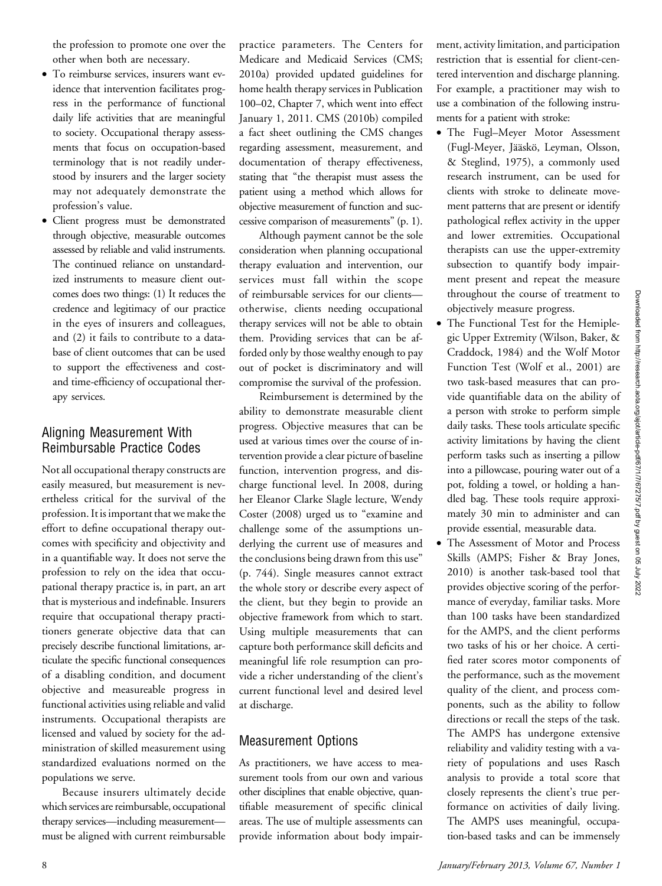the profession to promote one over the other when both are necessary.

- To reimburse services, insurers want evidence that intervention facilitates progress in the performance of functional daily life activities that are meaningful to society. Occupational therapy assessments that focus on occupation-based terminology that is not readily understood by insurers and the larger society may not adequately demonstrate the profession's value.
- Client progress must be demonstrated through objective, measurable outcomes assessed by reliable and valid instruments. The continued reliance on unstandardized instruments to measure client outcomes does two things: (1) It reduces the credence and legitimacy of our practice in the eyes of insurers and colleagues, and (2) it fails to contribute to a database of client outcomes that can be used to support the effectiveness and cost- and time-efficiency of occupational therapy services.

## Aligning Measurement With Reimbursable Practice Codes

Not all occupational therapy constructs are easily measured, but measurement is nevertheless critical for the survival of the profession. It is important that we make the effort to define occupational therapy outcomes with specificity and objectivity and in a quantifiable way. It does not serve the profession to rely on the idea that occupational therapy practice is, in part, an art that is mysterious and indefinable. Insurers require that occupational therapy practitioners generate objective data that can precisely describe functional limitations, articulate the specific functional consequences of a disabling condition, and document objective and measureable progress in functional activities using reliable and valid instruments. Occupational therapists are licensed and valued by society for the administration of skilled measurement using standardized evaluations normed on the populations we serve.

Because insurers ultimately decide which services are reimbursable, occupational therapy services—including measurement—must be aligned with current reimbursable practice parameters. The Centers for Medicare and Medicaid Services (CMS; 2010a) provided updated guidelines for home health therapy services in Publication 100–02, Chapter 7, which went into effect January 1, 2011. CMS (2010b) compiled a fact sheet outlining the CMS changes regarding assessment, measurement, and documentation of therapy effectiveness, stating that "the therapist must assess the patient using a method which allows for objective measurement of function and successive comparison of measurements" (p. 1).

Although payment cannot be the sole consideration when planning occupational therapy evaluation and intervention, our services must fall within the scope of reimbursable services for our clients—otherwise, clients needing occupational therapy services will not be able to obtain them. Providing services that can be afforded only by those wealthy enough to pay out of pocket is discriminatory and will compromise the survival of the profession.

Reimbursement is determined by the ability to demonstrate measurable client progress. Objective measures that can be used at various times over the course of intervention provide a clear picture of baseline function, intervention progress, and discharge functional level. In 2008, during her Eleanor Clarke Slagle lecture, Wendy Coster (2008) urged us to "examine and challenge some of the assumptions underlying the current use of measures and the conclusions being drawn from this use" (p. 744). Single measures cannot extract the whole story or describe every aspect of the client, but they begin to provide an objective framework from which to start. Using multiple measurements that can capture both performance skill deficits and meaningful life role resumption can provide a richer understanding of the client's current functional level and desired level at discharge.

## Measurement Options

As practitioners, we have access to measurement tools from our own and various other disciplines that enable objective, quantifiable measurement of specific clinical areas. The use of multiple assessments can provide information about body impairment, activity limitation, and participation restriction that is essential for client-centered intervention and discharge planning. For example, a practitioner may wish to use a combination of the following instruments for a patient with stroke:

- The Fugl–Meyer Motor Assessment (Fugl-Meyer, Jääskö, Leyman, Olsson, & Steglind, 1975), a commonly used research instrument, can be used for clients with stroke to delineate movement patterns that are present or identify pathological reflex activity in the upper and lower extremities. Occupational therapists can use the upper-extremity subsection to quantify body impairment present and repeat the measure throughout the course of treatment to objectively measure progress.
- The Functional Test for the Hemiplegic Upper Extremity (Wilson, Baker, & Craddock, 1984) and the Wolf Motor Function Test (Wolf et al., 2001) are two task-based measures that can provide quantifiable data on the ability of a person with stroke to perform simple daily tasks. These tools articulate specific activity limitations by having the client perform tasks such as inserting a pillow into a pillowcase, pouring water out of a pot, folding a towel, or holding a handled bag. These tools require approximately 30 min to administer and can provide essential, measurable data.
- The Assessment of Motor and Process Skills (AMPS; Fisher & Bray Jones, 2010) is another task-based tool that provides objective scoring of the performance of everyday, familiar tasks. More than 100 tasks have been standardized for the AMPS, and the client performs two tasks of his or her choice. A certified rater scores motor components of the performance, such as the movement quality of the client, and process components, such as the ability to follow directions or recall the steps of the task. The AMPS has undergone extensive reliability and validity testing with a variety of populations and uses Rasch analysis to provide a total score that closely represents the client's true performance on activities of daily living. The AMPS uses meaningful, occupation-based tasks and can be immensely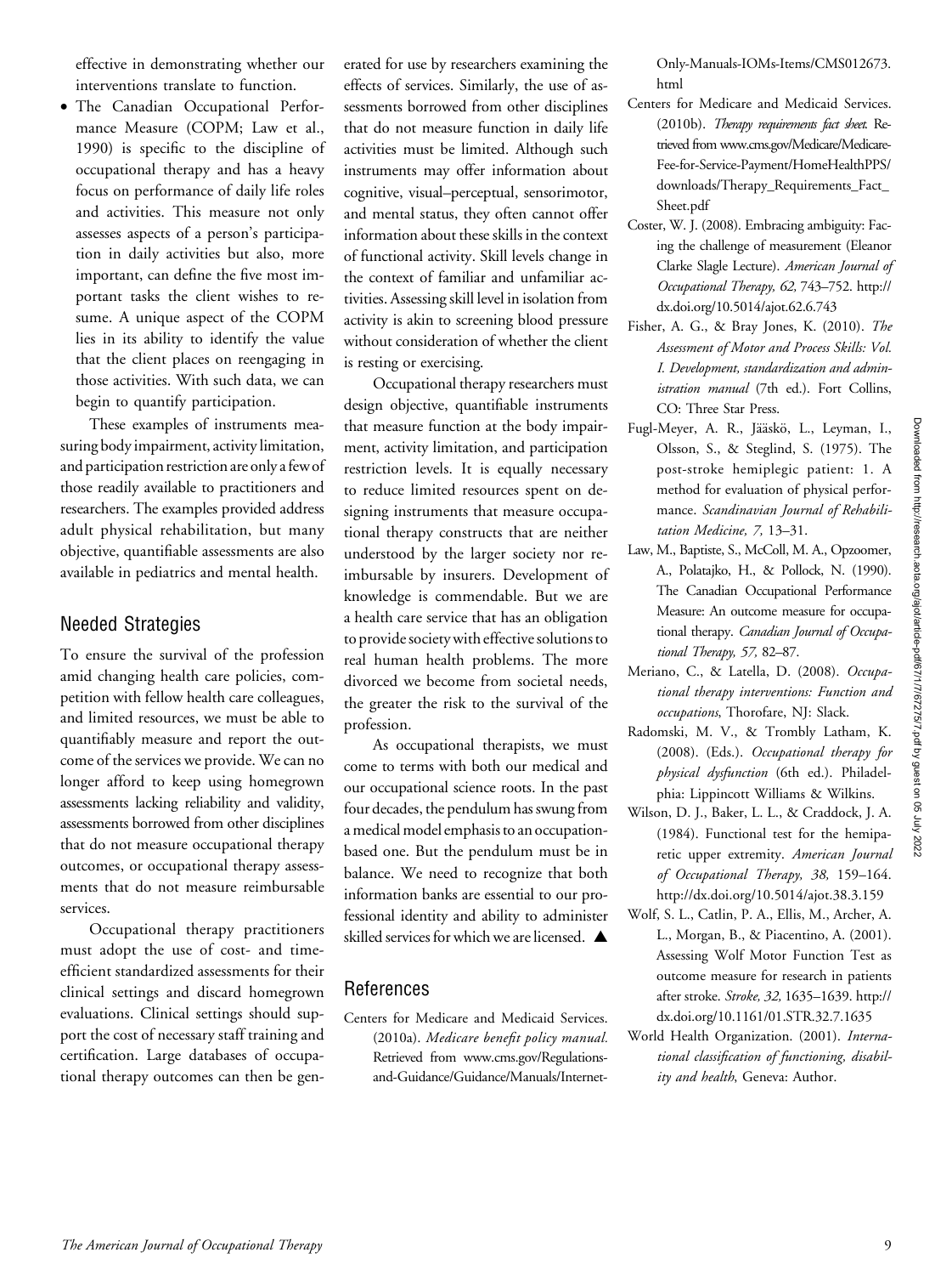effective in demonstrating whether our interventions translate to function.

- The Canadian Occupational Performance Measure (COPM; Law et al., 1990) is specific to the discipline of occupational therapy and has a heavy focus on performance of daily life roles and activities. This measure not only assesses aspects of a person's participation in daily activities but also, more important, can define the five most important tasks the client wishes to resume. A unique aspect of the COPM lies in its ability to identify the value that the client places on reengaging in those activities. With such data, we can begin to quantify participation.

These examples of instruments measuring body impairment, activity limitation, and participation restriction are only a few of those readily available to practitioners and researchers. The examples provided address adult physical rehabilitation, but many objective, quantifiable assessments are also available in pediatrics and mental health.

## Needed Strategies

To ensure the survival of the profession amid changing health care policies, competition with fellow health care colleagues, and limited resources, we must be able to quantifiably measure and report the outcome of the services we provide. We can no longer afford to keep using homegrown assessments lacking reliability and validity, assessments borrowed from other disciplines that do not measure occupational therapy outcomes, or occupational therapy assessments that do not measure reimbursable services.

Occupational therapy practitioners must adopt the use of cost- and time-efficient standardized assessments for their clinical settings and discard homegrown evaluations. Clinical settings should support the cost of necessary staff training and certification. Large databases of occupational therapy outcomes can then be generated for use by researchers examining the effects of services. Similarly, the use of assessments borrowed from other disciplines that do not measure function in daily life activities must be limited. Although such instruments may offer information about cognitive, visual–perceptual, sensorimotor, and mental status, they often cannot offer information about these skills in the context of functional activity. Skill levels change in the context of familiar and unfamiliar activities. Assessing skill level in isolation from activity is akin to screening blood pressure without consideration of whether the client is resting or exercising.

Occupational therapy researchers must design objective, quantifiable instruments that measure function at the body impairment, activity limitation, and participation restriction levels. It is equally necessary to reduce limited resources spent on designing instruments that measure occupational therapy constructs that are neither understood by the larger society nor reimbursable by insurers. Development of knowledge is commendable. But we are a health care service that has an obligation to provide society with effective solutions to real human health problems. The more divorced we become from societal needs, the greater the risk to the survival of the profession.

As occupational therapists, we must come to terms with both our medical and our occupational science roots. In the past four decades, the pendulum has swung from a medical model emphasis to an occupation-based one. But the pendulum must be in balance. We need to recognize that both information banks are essential to our professional identity and ability to administer skilled services for which we are licensed. ▲

## References

Centers for Medicare and Medicaid Services. (2010a). *Medicare benefit policy manual.* Retrieved from www.cms.gov/Regulations-and-Guidance/Guidance/Manuals/Internet-Only-Manuals-IOMs-Items/CMS012673.html

Centers for Medicare and Medicaid Services. (2010b). *Therapy requirements fact sheet.* Retrieved from www.cms.gov/Medicare/Medicare-Fee-for-Service-Payment/HomeHealthPPS/downloads/Therapy_Requirements_Fact_Sheet.pdf

Coster, W. J. (2008). Embracing ambiguity: Facing the challenge of measurement (Eleanor Clarke Slagle Lecture). *American Journal of Occupational Therapy, 62,* 743–752. http://dx.doi.org/10.5014/ajot.62.6.743

Fisher, A. G., & Bray Jones, K. (2010). *The Assessment of Motor and Process Skills: Vol. I. Development, standardization and administration manual* (7th ed.). Fort Collins, CO: Three Star Press.

Fugl-Meyer, A. R., Jääskö, L., Leyman, I., Olsson, S., & Steglind, S. (1975). The post-stroke hemiplegic patient: 1. A method for evaluation of physical performance. *Scandinavian Journal of Rehabilitation Medicine, 7,* 13–31.

Law, M., Baptiste, S., McColl, M. A., Opzoomer, A., Polatajko, H., & Pollock, N. (1990). The Canadian Occupational Performance Measure: An outcome measure for occupational therapy. *Canadian Journal of Occupational Therapy, 57,* 82–87.

Meriano, C., & Latella, D. (2008). *Occupational therapy interventions: Function and occupations*, Thorofare, NJ: Slack.

Radomski, M. V., & Trombly Latham, K. (2008). (Eds.). *Occupational therapy for physical dysfunction* (6th ed.). Philadelphia: Lippincott Williams & Wilkins.

Wilson, D. J., Baker, L. L., & Craddock, J. A. (1984). Functional test for the hemiparetic upper extremity. *American Journal of Occupational Therapy, 38,* 159–164. http://dx.doi.org/10.5014/ajot.38.3.159

Wolf, S. L., Catlin, P. A., Ellis, M., Archer, A. L., Morgan, B., & Piacentino, A. (2001). Assessing Wolf Motor Function Test as outcome measure for research in patients after stroke. *Stroke, 32,* 1635–1639. http://dx.doi.org/10.1161/01.STR.32.7.1635

World Health Organization. (2001). *International classification of functioning, disability and health*, Geneva: Author.